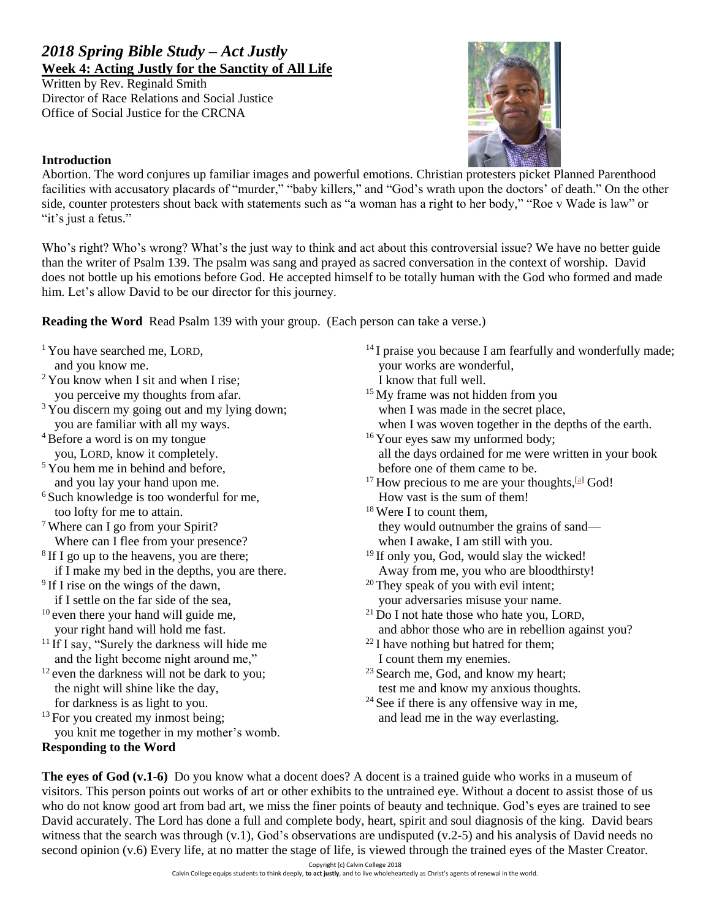## *2018 Spring Bible Study – Act Justly*

**Week 4: Acting Justly for the Sanctity of All Life**

Written by Rev. Reginald Smith
Director of Race Relations and Social Justice
Office of Social Justice for the CRCNA

**Introduction**

Abortion. The word conjures up familiar images and powerful emotions. Christian protesters picket Planned Parenthood facilities with accusatory placards of "murder," "baby killers," and "God's wrath upon the doctors' of death." On the other side, counter protesters shout back with statements such as "a woman has a right to her body," "Roe v Wade is law" or "it's just a fetus."

Who's right? Who's wrong? What's the just way to think and act about this controversial issue? We have no better guide than the writer of Psalm 139. The psalm was sang and prayed as sacred conversation in the context of worship. David does not bottle up his emotions before God. He accepted himself to be totally human with the God who formed and made him. Let's allow David to be our director for this journey.

**Reading the Word** Read Psalm 139 with your group. (Each person can take a verse.)

[1] You have searched me, LORD,
and you know me.
[2] You know when I sit and when I rise;
you perceive my thoughts from afar.
[3] You discern my going out and my lying down;
you are familiar with all my ways.
[4] Before a word is on my tongue
you, LORD, know it completely.
[5] You hem me in behind and before,
and you lay your hand upon me.
[6] Such knowledge is too wonderful for me,
too lofty for me to attain.
[7] Where can I go from your Spirit?
Where can I flee from your presence?
[8] If I go up to the heavens, you are there;
if I make my bed in the depths, you are there.
[9] If I rise on the wings of the dawn,
if I settle on the far side of the sea,
[10] even there your hand will guide me,
your right hand will hold me fast.
[11] If I say, "Surely the darkness will hide me
and the light become night around me,"
[12] even the darkness will not be dark to you;
the night will shine like the day,
for darkness is as light to you.
[13] For you created my inmost being;
you knit me together in my mother's womb.
[14] I praise you because I am fearfully and wonderfully made;
your works are wonderful,
I know that full well.
[15] My frame was not hidden from you
when I was made in the secret place,
when I was woven together in the depths of the earth.
[16] Your eyes saw my unformed body;
all the days ordained for me were written in your book
before one of them came to be.
[17] How precious to me are your thoughts,[a] God!
How vast is the sum of them!
[18] Were I to count them,
they would outnumber the grains of sand—
when I awake, I am still with you.
[19] If only you, God, would slay the wicked!
Away from me, you who are bloodthirsty!
[20] They speak of you with evil intent;
your adversaries misuse your name.
[21] Do I not hate those who hate you, LORD,
and abhor those who are in rebellion against you?
[22] I have nothing but hatred for them;
I count them my enemies.
[23] Search me, God, and know my heart;
test me and know my anxious thoughts.
[24] See if there is any offensive way in me,
and lead me in the way everlasting.

**Responding to the Word**

**The eyes of God (v.1-6)** Do you know what a docent does? A docent is a trained guide who works in a museum of visitors. This person points out works of art or other exhibits to the untrained eye. Without a docent to assist those of us who do not know good art from bad art, we miss the finer points of beauty and technique. God's eyes are trained to see David accurately. The Lord has done a full and complete body, heart, spirit and soul diagnosis of the king. David bears witness that the search was through (v.1), God's observations are undisputed (v.2-5) and his analysis of David needs no second opinion (v.6) Every life, at no matter the stage of life, is viewed through the trained eyes of the Master Creator.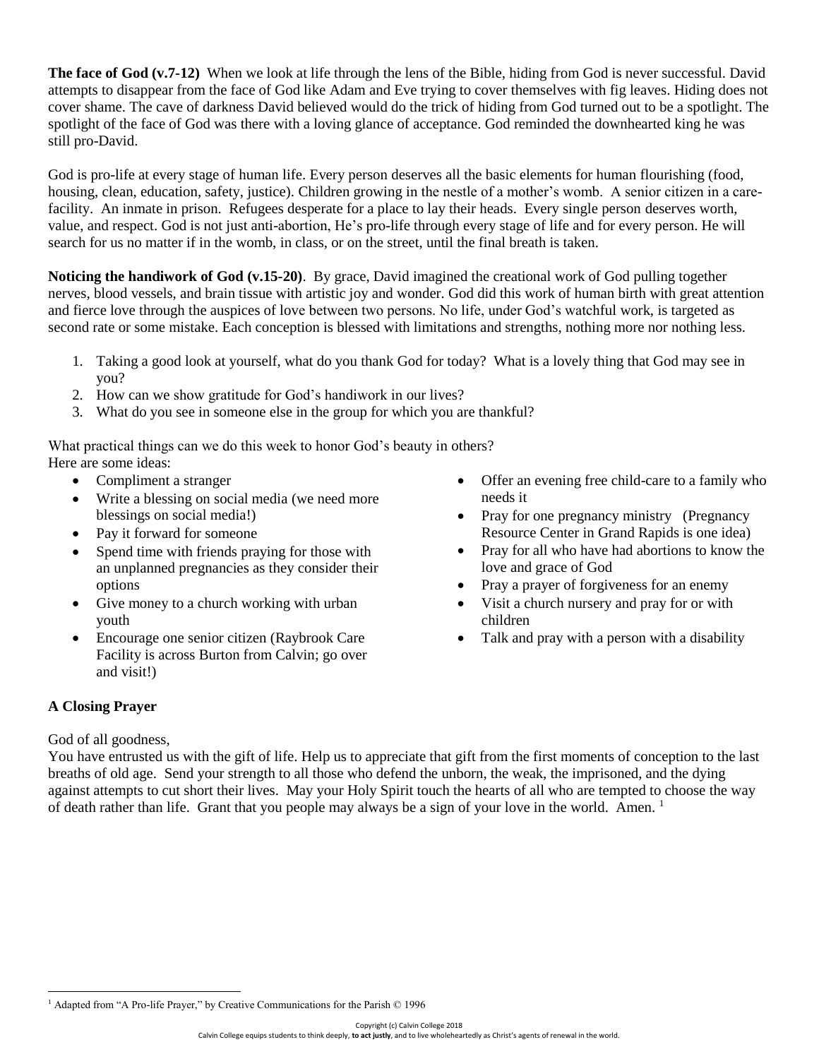**The face of God (v.7-12)** When we look at life through the lens of the Bible, hiding from God is never successful. David attempts to disappear from the face of God like Adam and Eve trying to cover themselves with fig leaves. Hiding does not cover shame. The cave of darkness David believed would do the trick of hiding from God turned out to be a spotlight. The spotlight of the face of God was there with a loving glance of acceptance. God reminded the downhearted king he was still pro-David.

God is pro-life at every stage of human life. Every person deserves all the basic elements for human flourishing (food, housing, clean, education, safety, justice). Children growing in the nestle of a mother's womb. A senior citizen in a care-facility. An inmate in prison. Refugees desperate for a place to lay their heads. Every single person deserves worth, value, and respect. God is not just anti-abortion, He's pro-life through every stage of life and for every person. He will search for us no matter if in the womb, in class, or on the street, until the final breath is taken.

**Noticing the handiwork of God (v.15-20)**. By grace, David imagined the creational work of God pulling together nerves, blood vessels, and brain tissue with artistic joy and wonder. God did this work of human birth with great attention and fierce love through the auspices of love between two persons. No life, under God's watchful work, is targeted as second rate or some mistake. Each conception is blessed with limitations and strengths, nothing more nor nothing less.

1. Taking a good look at yourself, what do you thank God for today? What is a lovely thing that God may see in you?
2. How can we show gratitude for God's handiwork in our lives?
3. What do you see in someone else in the group for which you are thankful?

What practical things can we do this week to honor God's beauty in others?
Here are some ideas:

- Compliment a stranger
- Write a blessing on social media (we need more blessings on social media!)
- Pay it forward for someone
- Spend time with friends praying for those with an unplanned pregnancies as they consider their options
- Give money to a church working with urban youth
- Encourage one senior citizen (Raybrook Care Facility is across Burton from Calvin; go over and visit!)
- Offer an evening free child-care to a family who needs it
- Pray for one pregnancy ministry (Pregnancy Resource Center in Grand Rapids is one idea)
- Pray for all who have had abortions to know the love and grace of God
- Pray a prayer of forgiveness for an enemy
- Visit a church nursery and pray for or with children
- Talk and pray with a person with a disability

**A Closing Prayer**

God of all goodness,
You have entrusted us with the gift of life. Help us to appreciate that gift from the first moments of conception to the last breaths of old age. Send your strength to all those who defend the unborn, the weak, the imprisoned, and the dying against attempts to cut short their lives. May your Holy Spirit touch the hearts of all who are tempted to choose the way of death rather than life. Grant that you people may always be a sign of your love in the world. Amen. [1]

[1] Adapted from "A Pro-life Prayer," by Creative Communications for the Parish © 1996

Copyright (c) Calvin College 2018
Calvin College equips students to think deeply, **to act justly**, and to live wholeheartedly as Christ's agents of renewal in the world.